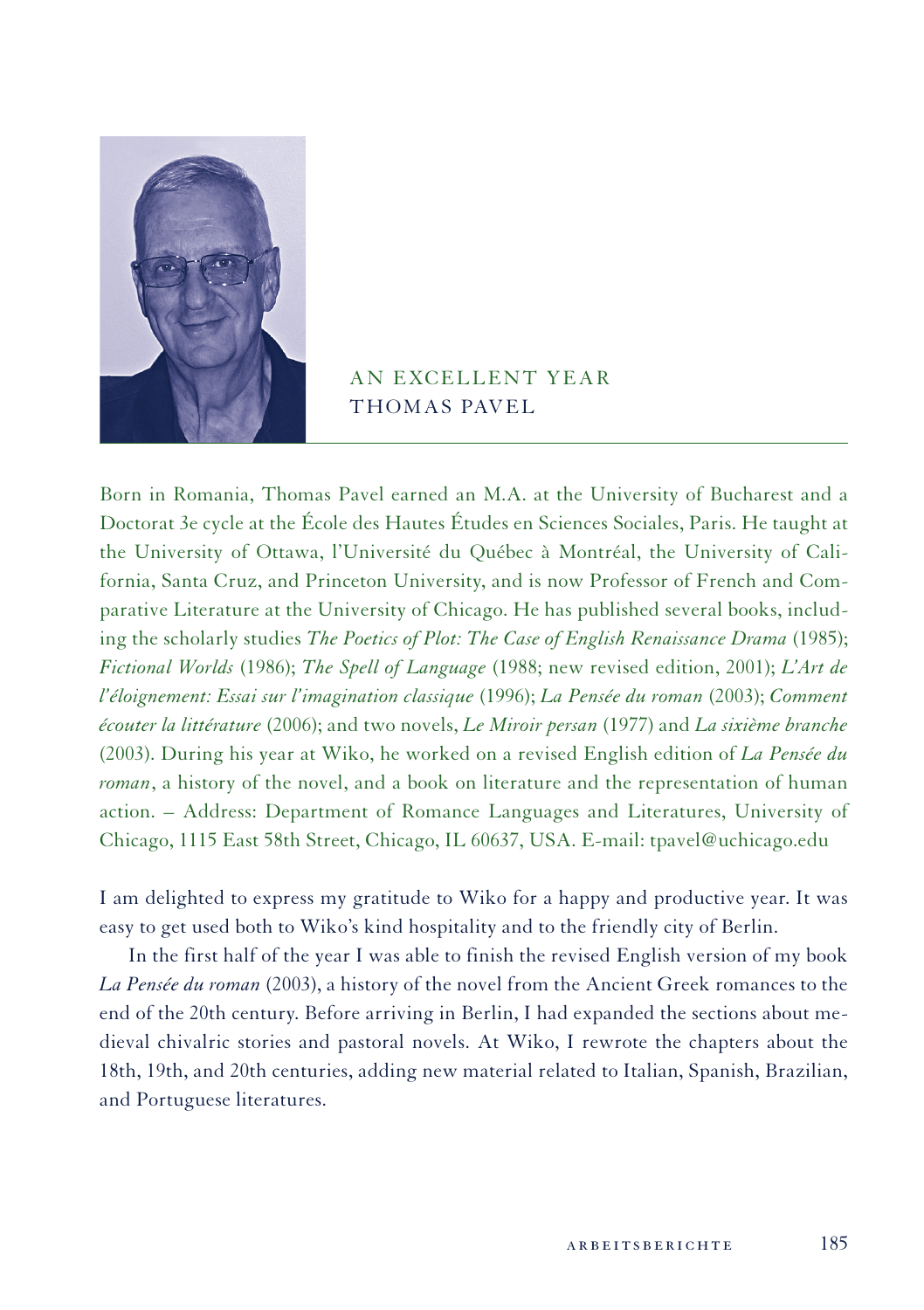# AN EXCELLENT YEAR
## THOMAS PAVEL

Born in Romania, Thomas Pavel earned an M.A. at the University of Bucharest and a Doctorat 3e cycle at the École des Hautes Études en Sciences Sociales, Paris. He taught at the University of Ottawa, l'Université du Québec à Montréal, the University of California, Santa Cruz, and Princeton University, and is now Professor of French and Comparative Literature at the University of Chicago. He has published several books, including the scholarly studies *The Poetics of Plot: The Case of English Renaissance Drama* (1985); *Fictional Worlds* (1986); *The Spell of Language* (1988; new revised edition, 2001); *L'Art de l'éloignement: Essai sur l'imagination classique* (1996); *La Pensée du roman* (2003); *Comment écouter la littérature* (2006); and two novels, *Le Miroir persan* (1977) and *La sixième branche* (2003). During his year at Wiko, he worked on a revised English edition of *La Pensée du roman*, a history of the novel, and a book on literature and the representation of human action. – Address: Department of Romance Languages and Literatures, University of Chicago, 1115 East 58th Street, Chicago, IL 60637, USA. E-mail: tpavel@uchicago.edu

I am delighted to express my gratitude to Wiko for a happy and productive year. It was easy to get used both to Wiko's kind hospitality and to the friendly city of Berlin.

In the first half of the year I was able to finish the revised English version of my book *La Pensée du roman* (2003), a history of the novel from the Ancient Greek romances to the end of the 20th century. Before arriving in Berlin, I had expanded the sections about medieval chivalric stories and pastoral novels. At Wiko, I rewrote the chapters about the 18th, 19th, and 20th centuries, adding new material related to Italian, Spanish, Brazilian, and Portuguese literatures.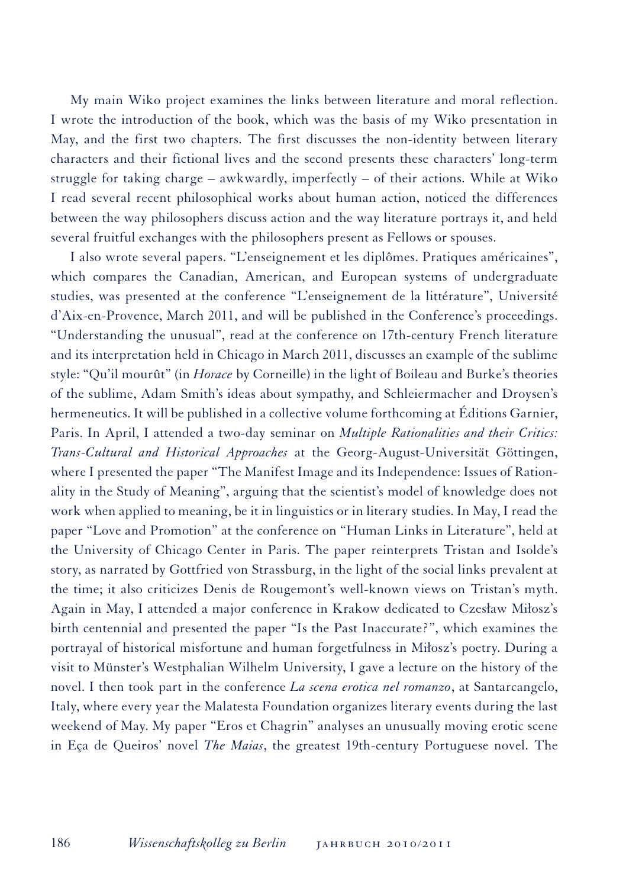My main Wiko project examines the links between literature and moral reflection. I wrote the introduction of the book, which was the basis of my Wiko presentation in May, and the first two chapters. The first discusses the non-identity between literary characters and their fictional lives and the second presents these characters' long-term struggle for taking charge – awkwardly, imperfectly – of their actions. While at Wiko I read several recent philosophical works about human action, noticed the differences between the way philosophers discuss action and the way literature portrays it, and held several fruitful exchanges with the philosophers present as Fellows or spouses.

I also wrote several papers. "L'enseignement et les diplômes. Pratiques américaines", which compares the Canadian, American, and European systems of undergraduate studies, was presented at the conference "L'enseignement de la littérature", Université d'Aix-en-Provence, March 2011, and will be published in the Conference's proceedings. "Understanding the unusual", read at the conference on 17th-century French literature and its interpretation held in Chicago in March 2011, discusses an example of the sublime style: "Qu'il mourût" (in *Horace* by Corneille) in the light of Boileau and Burke's theories of the sublime, Adam Smith's ideas about sympathy, and Schleiermacher and Droysen's hermeneutics. It will be published in a collective volume forthcoming at Éditions Garnier, Paris. In April, I attended a two-day seminar on *Multiple Rationalities and their Critics: Trans-Cultural and Historical Approaches* at the Georg-August-Universität Göttingen, where I presented the paper "The Manifest Image and its Independence: Issues of Rationality in the Study of Meaning", arguing that the scientist's model of knowledge does not work when applied to meaning, be it in linguistics or in literary studies. In May, I read the paper "Love and Promotion" at the conference on "Human Links in Literature", held at the University of Chicago Center in Paris. The paper reinterprets Tristan and Isolde's story, as narrated by Gottfried von Strassburg, in the light of the social links prevalent at the time; it also criticizes Denis de Rougemont's well-known views on Tristan's myth. Again in May, I attended a major conference in Krakow dedicated to Czesław Miłosz's birth centennial and presented the paper "Is the Past Inaccurate?", which examines the portrayal of historical misfortune and human forgetfulness in Miłosz's poetry. During a visit to Münster's Westphalian Wilhelm University, I gave a lecture on the history of the novel. I then took part in the conference *La scena erotica nel romanzo*, at Santarcangelo, Italy, where every year the Malatesta Foundation organizes literary events during the last weekend of May. My paper "Eros et Chagrin" analyses an unusually moving erotic scene in Eça de Queiros' novel *The Maias*, the greatest 19th-century Portuguese novel. The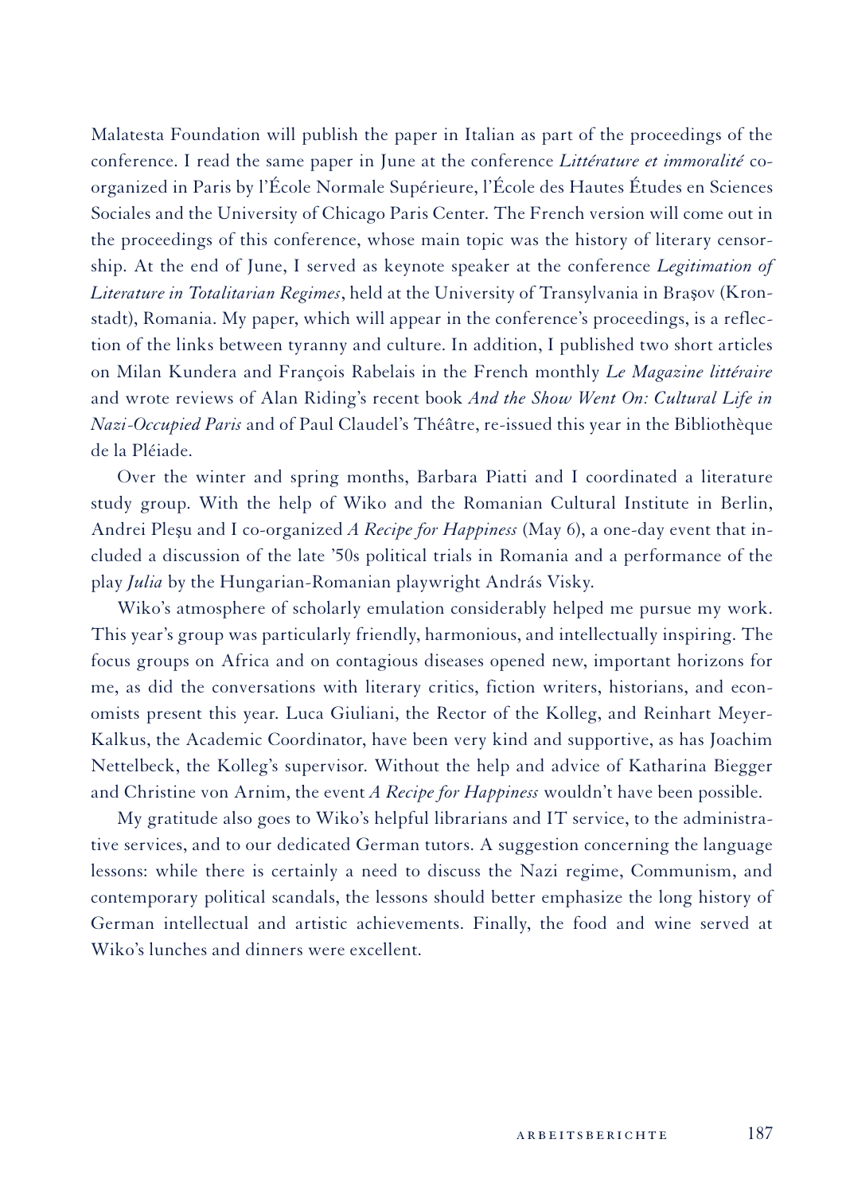Malatesta Foundation will publish the paper in Italian as part of the proceedings of the conference. I read the same paper in June at the conference *Littérature et immoralité* co-organized in Paris by l'École Normale Supérieure, l'École des Hautes Études en Sciences Sociales and the University of Chicago Paris Center. The French version will come out in the proceedings of this conference, whose main topic was the history of literary censorship. At the end of June, I served as keynote speaker at the conference *Legitimation of Literature in Totalitarian Regimes*, held at the University of Transylvania in Braşov (Kronstadt), Romania. My paper, which will appear in the conference's proceedings, is a reflection of the links between tyranny and culture. In addition, I published two short articles on Milan Kundera and François Rabelais in the French monthly *Le Magazine littéraire* and wrote reviews of Alan Riding's recent book *And the Show Went On: Cultural Life in Nazi-Occupied Paris* and of Paul Claudel's Théâtre, re-issued this year in the Bibliothèque de la Pléiade.

Over the winter and spring months, Barbara Piatti and I coordinated a literature study group. With the help of Wiko and the Romanian Cultural Institute in Berlin, Andrei Pleşu and I co-organized *A Recipe for Happiness* (May 6), a one-day event that included a discussion of the late '50s political trials in Romania and a performance of the play *Julia* by the Hungarian-Romanian playwright András Visky.

Wiko's atmosphere of scholarly emulation considerably helped me pursue my work. This year's group was particularly friendly, harmonious, and intellectually inspiring. The focus groups on Africa and on contagious diseases opened new, important horizons for me, as did the conversations with literary critics, fiction writers, historians, and economists present this year. Luca Giuliani, the Rector of the Kolleg, and Reinhart Meyer-Kalkus, the Academic Coordinator, have been very kind and supportive, as has Joachim Nettelbeck, the Kolleg's supervisor. Without the help and advice of Katharina Biegger and Christine von Arnim, the event *A Recipe for Happiness* wouldn't have been possible.

My gratitude also goes to Wiko's helpful librarians and IT service, to the administrative services, and to our dedicated German tutors. A suggestion concerning the language lessons: while there is certainly a need to discuss the Nazi regime, Communism, and contemporary political scandals, the lessons should better emphasize the long history of German intellectual and artistic achievements. Finally, the food and wine served at Wiko's lunches and dinners were excellent.